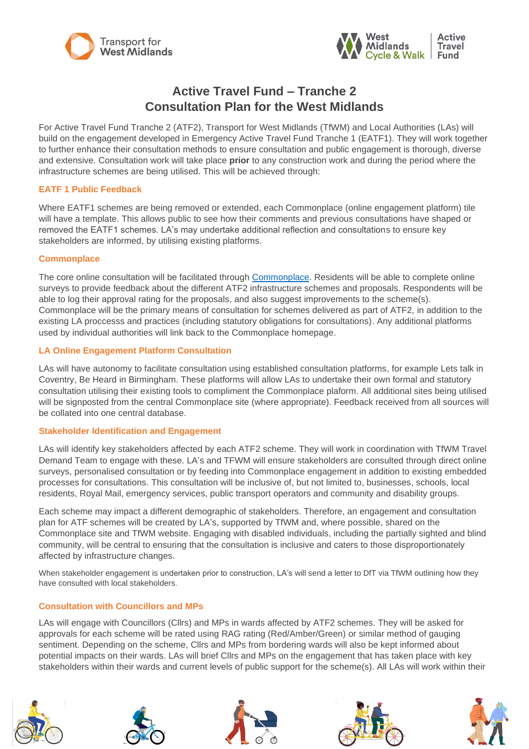# Active Travel Fund – Tranche 2
# Consultation Plan for the West Midlands

For Active Travel Fund Tranche 2 (ATF2), Transport for West Midlands (TfWM) and Local Authorities (LAs) will build on the engagement developed in Emergency Active Travel Fund Tranche 1 (EATF1). They will work together to further enhance their consultation methods to ensure consultation and public engagement is thorough, diverse and extensive. Consultation work will take place **prior** to any construction work and during the period where the infrastructure schemes are being utilised. This will be achieved through:

## EATF 1 Public Feedback

Where EATF1 schemes are being removed or extended, each Commonplace (online engagement platform) tile will have a template. This allows public to see how their comments and previous consultations have shaped or removed the EATF1 schemes. LA's may undertake additional reflection and consultations to ensure key stakeholders are informed, by utilising existing platforms.

## Commonplace

The core online consultation will be facilitated through [Commonplace](). Residents will be able to complete online surveys to provide feedback about the different ATF2 infrastructure schemes and proposals. Respondents will be able to log their approval rating for the proposals, and also suggest improvements to the scheme(s). Commonplace will be the primary means of consultation for schemes delivered as part of ATF2, in addition to the existing LA proccesss and practices (including statutory obligations for consultations). Any additional platforms used by individual authorities will link back to the Commonplace homepage.

## LA Online Engagement Platform Consultation

LAs will have autonomy to facilitate consultation using established consultation platforms, for example Lets talk in Coventry, Be Heard in Birmingham. These platforms will allow LAs to undertake their own formal and statutory consultation utilising their existing tools to compliment the Commonplace plaform. All additional sites being utilised will be signposted from the central Commonplace site (where appropriate). Feedback received from all sources will be collated into one central database.

## Stakeholder Identification and Engagement

LAs will identify key stakeholders affected by each ATF2 scheme. They will work in coordination with TfWM Travel Demand Team to engage with these. LA's and TFWM will ensure stakeholders are consulted through direct online surveys, personalised consultation or by feeding into Commonplace engagement in addition to existing embedded processes for consultations. This consultation will be inclusive of, but not limited to, businesses, schools, local residents, Royal Mail, emergency services, public transport operators and community and disability groups.

Each scheme may impact a different demographic of stakeholders. Therefore, an engagement and consultation plan for ATF schemes will be created by LA's, supported by TfWM and, where possible, shared on the Commonplace site and TfWM website. Engaging with disabled individuals, including the partially sighted and blind community, will be central to ensuring that the consultation is inclusive and caters to those disproportionately affected by infrastructure changes.

When stakeholder engagement is undertaken prior to construction, LA's will send a letter to DfT via TfWM outlining how they have consulted with local stakeholders.

## Consultation with Councillors and MPs

LAs will engage with Councillors (Cllrs) and MPs in wards affected by ATF2 schemes. They will be asked for approvals for each scheme will be rated using RAG rating (Red/Amber/Green) or similar method of gauging sentiment. Depending on the scheme, Cllrs and MPs from bordering wards will also be kept informed about potential impacts on their wards. LAs will brief Cllrs and MPs on the engagement that has taken place with key stakeholders within their wards and current levels of public support for the scheme(s). All LAs will work within their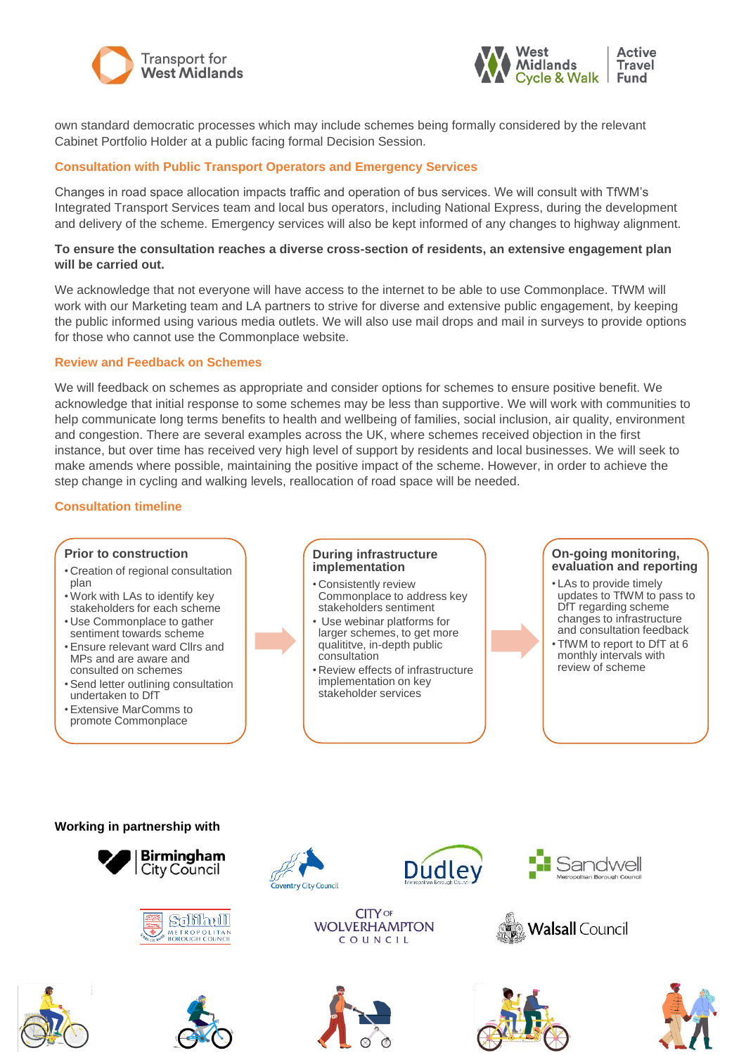own standard democratic processes which may include schemes being formally considered by the relevant Cabinet Portfolio Holder at a public facing formal Decision Session.

## Consultation with Public Transport Operators and Emergency Services

Changes in road space allocation impacts traffic and operation of bus services. We will consult with TfWM's Integrated Transport Services team and local bus operators, including National Express, during the development and delivery of the scheme. Emergency services will also be kept informed of any changes to highway alignment.

**To ensure the consultation reaches a diverse cross-section of residents, an extensive engagement plan will be carried out.**

We acknowledge that not everyone will have access to the internet to be able to use Commonplace. TfWM will work with our Marketing team and LA partners to strive for diverse and extensive public engagement, by keeping the public informed using various media outlets. We will also use mail drops and mail in surveys to provide options for those who cannot use the Commonplace website.

## Review and Feedback on Schemes

We will feedback on schemes as appropriate and consider options for schemes to ensure positive benefit. We acknowledge that initial response to some schemes may be less than supportive. We will work with communities to help communicate long terms benefits to health and wellbeing of families, social inclusion, air quality, environment and congestion. There are several examples across the UK, where schemes received objection in the first instance, but over time has received very high level of support by residents and local businesses. We will seek to make amends where possible, maintaining the positive impact of the scheme. However, in order to achieve the step change in cycling and walking levels, reallocation of road space will be needed.

## Consultation timeline

### Prior to construction

- Creation of regional consultation plan
- Work with LAs to identify key stakeholders for each scheme
- Use Commonplace to gather sentiment towards scheme
- Ensure relevant ward Cllrs and MPs and are aware and consulted on schemes
- Send letter outlining consultation undertaken to DfT
- Extensive MarComms to promote Commonplace

### During infrastructure implementation

- Consistently review Commonplace to address key stakeholders sentiment
- Use webinar platforms for larger schemes, to get more qualititve, in-depth public consultation
- Review effects of infrastructure implementation on key stakeholder services

### On-going monitoring, evaluation and reporting

- LAs to provide timely updates to TfWM to pass to DfT regarding scheme changes to infrastructure and consultation feedback
- TfWM to report to DfT at 6 monthly intervals with review of scheme

**Working in partnership with**

Birmingham City Council

Coventry City Council

Dudley Metropolitan Borough Council

Sandwell Metropolitan Borough Council

Solihull Metropolitan Borough Council

City of Wolverhampton Council

Walsall Council